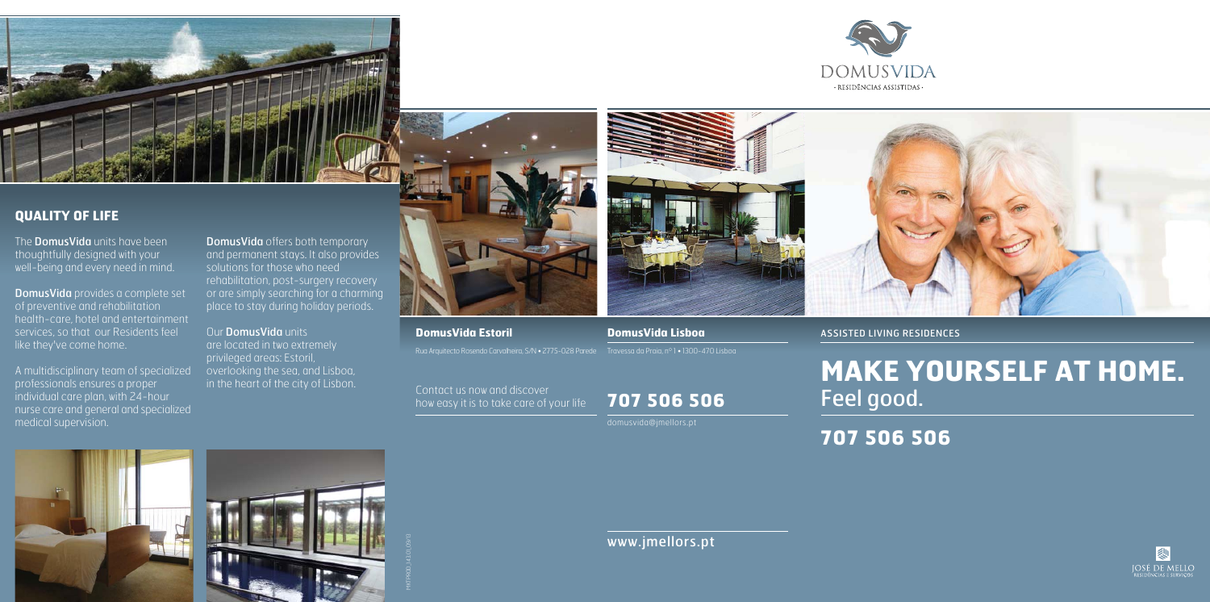## QUALITY OF LIFE

The **DomusVida** units have been thoughtfully designed with your well-being and every need in mind.

**DomusVida** provides a complete set of preventive and rehabilitation health-care, hotel and entertainment services, so that our Residents feel like they've come home.

A multidisciplinary team of specialized professionals ensures a proper individual care plan, with 24-hour nurse care and general and specialized medical supervision.

**DomusVida** offers both temporary and permanent stays. It also provides solutions for those who need rehabilitation, post-surgery recovery or are simply searching for a charming place to stay during holiday periods.

Our **DomusVida** units are located in two extremely privileged areas: Estoril, overlooking the sea, and Lisboa, in the heart of the city of Lisbon.

**DomusVida Estoril**

Rua Arquitecto Rosendo Carvalheira, S/N • 2775-028 Parede

**DomusVida Lisboa**

Travessa da Praia, nº 1 • 1300-470 Lisboa

Contact us now and discover how easy it is to take care of your life

**707 506 506**

domusvida@jmellors.pt

www.jmellors.pt

DOMUSVIDA
· RESIDÊNCIAS ASSISTIDAS ·

ASSISTED LIVING RESIDENCES

# MAKE YOURSELF AT HOME.

Feel good.

**707 506 506**

JOSÉ DE MELLO
RESIDÊNCIAS E SERVIÇOS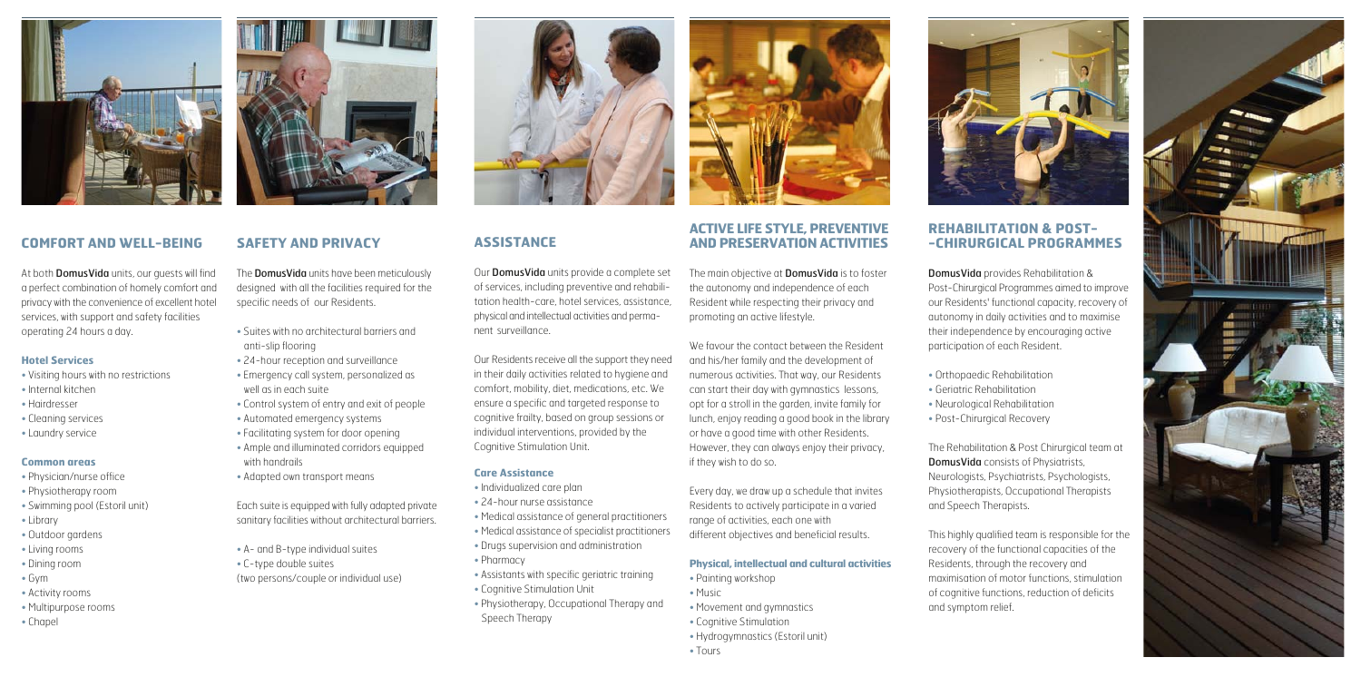## COMFORT AND WELL-BEING

At both **DomusVida** units, our guests will find a perfect combination of homely comfort and privacy with the convenience of excellent hotel services, with support and safety facilities operating 24 hours a day.

### Hotel Services

- Visiting hours with no restrictions
- Internal kitchen
- Hairdresser
- Cleaning services
- Laundry service

### Common areas

- Physician/nurse office
- Physiotherapy room
- Swimming pool (Estoril unit)
- Library
- Outdoor gardens
- Living rooms
- Dining room
- Gym
- Activity rooms
- Multipurpose rooms
- Chapel

## SAFETY AND PRIVACY

The **DomusVida** units have been meticulously designed with all the facilities required for the specific needs of our Residents.

- Suites with no architectural barriers and anti-slip flooring
- 24-hour reception and surveillance
- Emergency call system, personalized as well as in each suite
- Control system of entry and exit of people
- Automated emergency systems
- Facilitating system for door opening
- Ample and illuminated corridors equipped with handrails
- Adapted own transport means

Each suite is equipped with fully adapted private sanitary facilities without architectural barriers.

- A- and B-type individual suites
- C-type double suites
(two persons/couple or individual use)

## ASSISTANCE

Our **DomusVida** units provide a complete set of services, including preventive and rehabilitation health-care, hotel services, assistance, physical and intellectual activities and permanent surveillance.

Our Residents receive all the support they need in their daily activities related to hygiene and comfort, mobility, diet, medications, etc. We ensure a specific and targeted response to cognitive frailty, based on group sessions or individual interventions, provided by the Cognitive Stimulation Unit.

### Care Assistance

- Individualized care plan
- 24-hour nurse assistance
- Medical assistance of general practitioners
- Medical assistance of specialist practitioners
- Drugs supervision and administration
- Pharmacy
- Assistants with specific geriatric training
- Cognitive Stimulation Unit
- Physiotherapy, Occupational Therapy and Speech Therapy

## ACTIVE LIFE STYLE, PREVENTIVE AND PRESERVATION ACTIVITIES

The main objective at **DomusVida** is to foster the autonomy and independence of each Resident while respecting their privacy and promoting an active lifestyle.

We favour the contact between the Resident and his/her family and the development of numerous activities. That way, our Residents can start their day with gymnastics lessons, opt for a stroll in the garden, invite family for lunch, enjoy reading a good book in the library or have a good time with other Residents. However, they can always enjoy their privacy, if they wish to do so.

Every day, we draw up a schedule that invites Residents to actively participate in a varied range of activities, each one with different objectives and beneficial results.

### Physical, intellectual and cultural activities

- Painting workshop
- Music
- Movement and gymnastics
- Cognitive Stimulation
- Hydrogymnastics (Estoril unit)
- Tours

## REHABILITATION & POST--CHIRURGICAL PROGRAMMES

**DomusVida** provides Rehabilitation & Post-Chirurgical Programmes aimed to improve our Residents' functional capacity, recovery of autonomy in daily activities and to maximise their independence by encouraging active participation of each Resident.

- Orthopaedic Rehabilitation
- Geriatric Rehabilitation
- Neurological Rehabilitation
- Post-Chirurgical Recovery

The Rehabilitation & Post Chirurgical team at **DomusVida** consists of Physiatrists, Neurologists, Psychiatrists, Psychologists, Physiotherapists, Occupational Therapists and Speech Therapists.

This highly qualified team is responsible for the recovery of the functional capacities of the Residents, through the recovery and maximisation of motor functions, stimulation of cognitive functions, reduction of deficits and symptom relief.